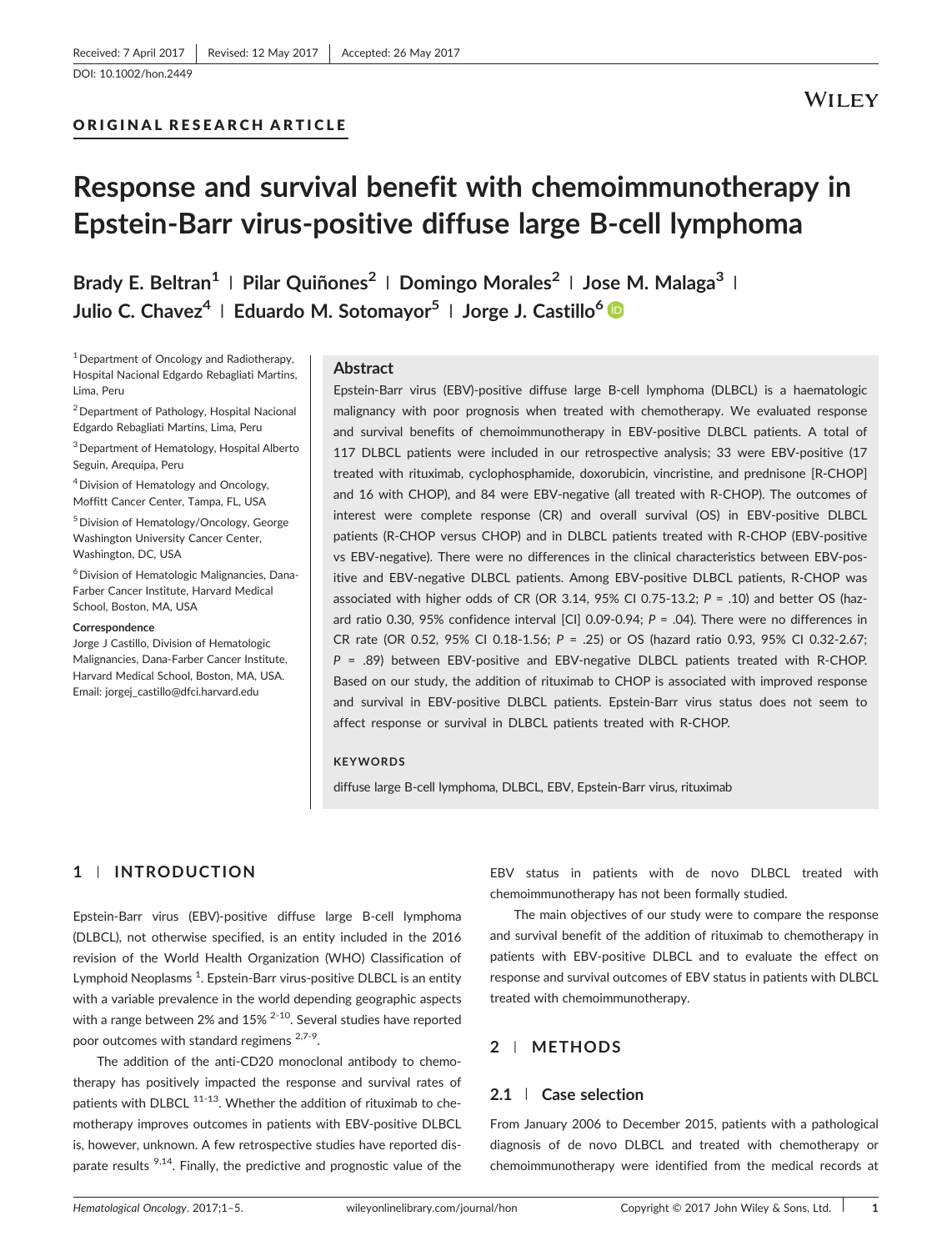Received: 7 April 2017 | Revised: 12 May 2017 | Accepted: 26 May 2017

DOI: 10.1002/hon.2449

ORIGINAL RESEARCH ARTICLE

# Response and survival benefit with chemoimmunotherapy in Epstein-Barr virus-positive diffuse large B-cell lymphoma

**Brady E. Beltran[1] | Pilar Quiñones[2] | Domingo Morales[2] | Jose M. Malaga[3] | Julio C. Chavez[4] | Eduardo M. Sotomayor[5] | Jorge J. Castillo[6]**

[1] Department of Oncology and Radiotherapy, Hospital Nacional Edgardo Rebagliati Martins, Lima, Peru

[2] Department of Pathology, Hospital Nacional Edgardo Rebagliati Martins, Lima, Peru

[3] Department of Hematology, Hospital Alberto Seguin, Arequipa, Peru

[4] Division of Hematology and Oncology, Moffitt Cancer Center, Tampa, FL, USA

[5] Division of Hematology/Oncology, George Washington University Cancer Center, Washington, DC, USA

[6] Division of Hematologic Malignancies, Dana-Farber Cancer Institute, Harvard Medical School, Boston, MA, USA

**Correspondence**
Jorge J Castillo, Division of Hematologic Malignancies, Dana-Farber Cancer Institute, Harvard Medical School, Boston, MA, USA.
Email: jorgej_castillo@dfci.harvard.edu

## Abstract

Epstein-Barr virus (EBV)-positive diffuse large B-cell lymphoma (DLBCL) is a haematologic malignancy with poor prognosis when treated with chemotherapy. We evaluated response and survival benefits of chemoimmunotherapy in EBV-positive DLBCL patients. A total of 117 DLBCL patients were included in our retrospective analysis; 33 were EBV-positive (17 treated with rituximab, cyclophosphamide, doxorubicin, vincristine, and prednisone [R-CHOP] and 16 with CHOP), and 84 were EBV-negative (all treated with R-CHOP). The outcomes of interest were complete response (CR) and overall survival (OS) in EBV-positive DLBCL patients (R-CHOP versus CHOP) and in DLBCL patients treated with R-CHOP (EBV-positive vs EBV-negative). There were no differences in the clinical characteristics between EBV-positive and EBV-negative DLBCL patients. Among EBV-positive DLBCL patients, R-CHOP was associated with higher odds of CR (OR 3.14, 95% CI 0.75-13.2; *P* = .10) and better OS (hazard ratio 0.30, 95% confidence interval [CI] 0.09-0.94; *P* = .04). There were no differences in CR rate (OR 0.52, 95% CI 0.18-1.56; *P* = .25) or OS (hazard ratio 0.93, 95% CI 0.32-2.67; *P* = .89) between EBV-positive and EBV-negative DLBCL patients treated with R-CHOP. Based on our study, the addition of rituximab to CHOP is associated with improved response and survival in EBV-positive DLBCL patients. Epstein-Barr virus status does not seem to affect response or survival in DLBCL patients treated with R-CHOP.

**KEYWORDS**

diffuse large B-cell lymphoma, DLBCL, EBV, Epstein-Barr virus, rituximab

## 1 | INTRODUCTION

Epstein-Barr virus (EBV)-positive diffuse large B-cell lymphoma (DLBCL), not otherwise specified, is an entity included in the 2016 revision of the World Health Organization (WHO) Classification of Lymphoid Neoplasms [1]. Epstein-Barr virus-positive DLBCL is an entity with a variable prevalence in the world depending geographic aspects with a range between 2% and 15% [2-10]. Several studies have reported poor outcomes with standard regimens [2,7-9].

The addition of the anti-CD20 monoclonal antibody to chemotherapy has positively impacted the response and survival rates of patients with DLBCL [11-13]. Whether the addition of rituximab to chemotherapy improves outcomes in patients with EBV-positive DLBCL is, however, unknown. A few retrospective studies have reported disparate results [9,14]. Finally, the predictive and prognostic value of the EBV status in patients with de novo DLBCL treated with chemoimmunotherapy has not been formally studied.

The main objectives of our study were to compare the response and survival benefit of the addition of rituximab to chemotherapy in patients with EBV-positive DLBCL and to evaluate the effect on response and survival outcomes of EBV status in patients with DLBCL treated with chemoimmunotherapy.

## 2 | METHODS

### 2.1 | Case selection

From January 2006 to December 2015, patients with a pathological diagnosis of de novo DLBCL and treated with chemotherapy or chemoimmunotherapy were identified from the medical records at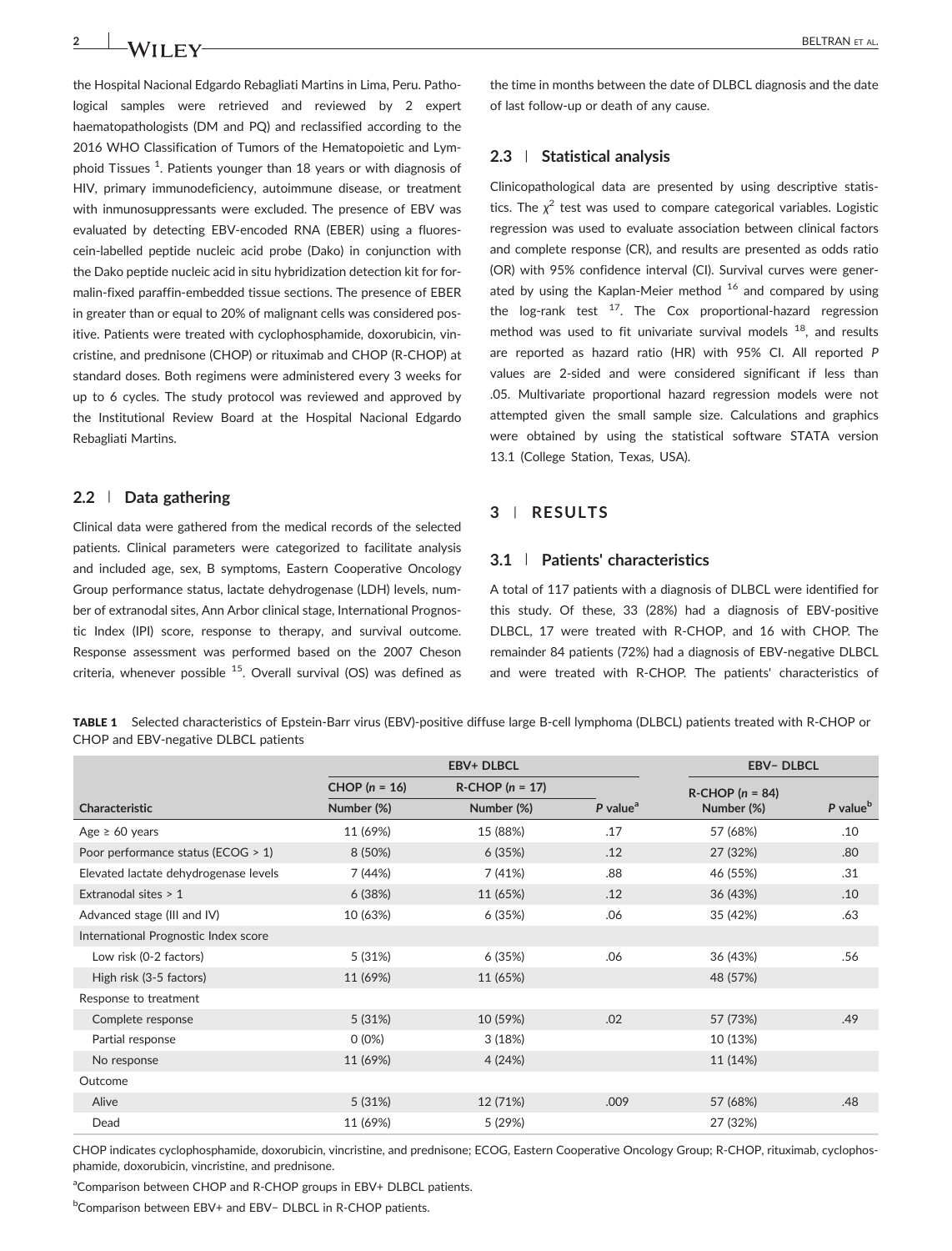the Hospital Nacional Edgardo Rebagliati Martins in Lima, Peru. Pathological samples were retrieved and reviewed by 2 expert haematopathologists (DM and PQ) and reclassified according to the 2016 WHO Classification of Tumors of the Hematopoietic and Lymphoid Tissues [1]. Patients younger than 18 years or with diagnosis of HIV, primary immunodeficiency, autoimmune disease, or treatment with inmunosuppressants were excluded. The presence of EBV was evaluated by detecting EBV-encoded RNA (EBER) using a fluorescein-labelled peptide nucleic acid probe (Dako) in conjunction with the Dako peptide nucleic acid in situ hybridization detection kit for formalin-fixed paraffin-embedded tissue sections. The presence of EBER in greater than or equal to 20% of malignant cells was considered positive. Patients were treated with cyclophosphamide, doxorubicin, vincristine, and prednisone (CHOP) or rituximab and CHOP (R-CHOP) at standard doses. Both regimens were administered every 3 weeks for up to 6 cycles. The study protocol was reviewed and approved by the Institutional Review Board at the Hospital Nacional Edgardo Rebagliati Martins.

### 2.2 | Data gathering

Clinical data were gathered from the medical records of the selected patients. Clinical parameters were categorized to facilitate analysis and included age, sex, B symptoms, Eastern Cooperative Oncology Group performance status, lactate dehydrogenase (LDH) levels, number of extranodal sites, Ann Arbor clinical stage, International Prognostic Index (IPI) score, response to therapy, and survival outcome. Response assessment was performed based on the 2007 Cheson criteria, whenever possible [15]. Overall survival (OS) was defined as the time in months between the date of DLBCL diagnosis and the date of last follow-up or death of any cause.

### 2.3 | Statistical analysis

Clinicopathological data are presented by using descriptive statistics. The $\chi^2$ test was used to compare categorical variables. Logistic regression was used to evaluate association between clinical factors and complete response (CR), and results are presented as odds ratio (OR) with 95% confidence interval (CI). Survival curves were generated by using the Kaplan-Meier method [16] and compared by using the log-rank test [17]. The Cox proportional-hazard regression method was used to fit univariate survival models [18], and results are reported as hazard ratio (HR) with 95% CI. All reported *P* values are 2-sided and were considered significant if less than .05. Multivariate proportional hazard regression models were not attempted given the small sample size. Calculations and graphics were obtained by using the statistical software STATA version 13.1 (College Station, Texas, USA).

## 3 | RESULTS

### 3.1 | Patients' characteristics

A total of 117 patients with a diagnosis of DLBCL were identified for this study. Of these, 33 (28%) had a diagnosis of EBV-positive DLBCL, 17 were treated with R-CHOP, and 16 with CHOP. The remainder 84 patients (72%) had a diagnosis of EBV-negative DLBCL and were treated with R-CHOP. The patients' characteristics of

**TABLE 1** Selected characteristics of Epstein-Barr virus (EBV)-positive diffuse large B-cell lymphoma (DLBCL) patients treated with R-CHOP or CHOP and EBV-negative DLBCL patients

| | EBV+ DLBCL | | | EBV− DLBCL | |
|---|---|---|---|---|---|
| | CHOP (n = 16) | R-CHOP (n = 17) | | R-CHOP (n = 84) | |
| Characteristic | Number (%) | Number (%) | P value[a] | Number (%) | P value[b] |
| Age ≥ 60 years | 11 (69%) | 15 (88%) | .17 | 57 (68%) | .10 |
| Poor performance status (ECOG > 1) | 8 (50%) | 6 (35%) | .12 | 27 (32%) | .80 |
| Elevated lactate dehydrogenase levels | 7 (44%) | 7 (41%) | .88 | 46 (55%) | .31 |
| Extranodal sites > 1 | 6 (38%) | 11 (65%) | .12 | 36 (43%) | .10 |
| Advanced stage (III and IV) | 10 (63%) | 6 (35%) | .06 | 35 (42%) | .63 |
| International Prognostic Index score | | | | | |
| Low risk (0-2 factors) | 5 (31%) | 6 (35%) | .06 | 36 (43%) | .56 |
| High risk (3-5 factors) | 11 (69%) | 11 (65%) | | 48 (57%) | |
| Response to treatment | | | | | |
| Complete response | 5 (31%) | 10 (59%) | .02 | 57 (73%) | .49 |
| Partial response | 0 (0%) | 3 (18%) | | 10 (13%) | |
| No response | 11 (69%) | 4 (24%) | | 11 (14%) | |
| Outcome | | | | | |
| Alive | 5 (31%) | 12 (71%) | .009 | 57 (68%) | .48 |
| Dead | 11 (69%) | 5 (29%) | | 27 (32%) | |

CHOP indicates cyclophosphamide, doxorubicin, vincristine, and prednisone; ECOG, Eastern Cooperative Oncology Group; R-CHOP, rituximab, cyclophosphamide, doxorubicin, vincristine, and prednisone.

[a]Comparison between CHOP and R-CHOP groups in EBV+ DLBCL patients.

[b]Comparison between EBV+ and EBV− DLBCL in R-CHOP patients.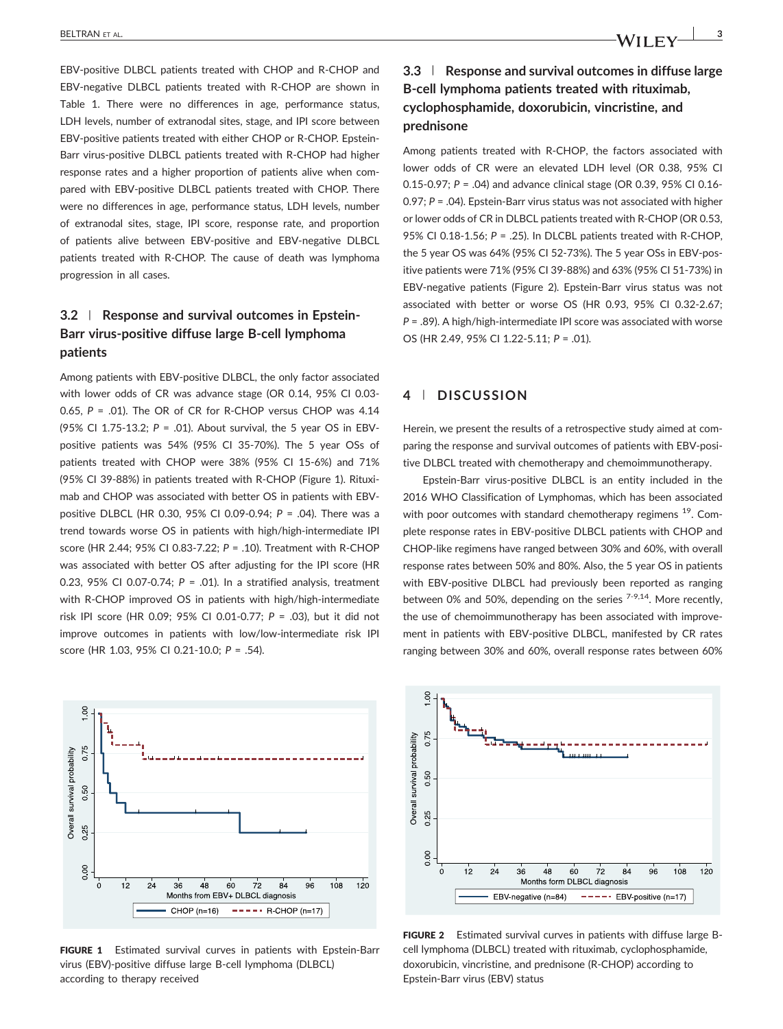EBV-positive DLBCL patients treated with CHOP and R-CHOP and EBV-negative DLBCL patients treated with R-CHOP are shown in Table 1. There were no differences in age, performance status, LDH levels, number of extranodal sites, stage, and IPI score between EBV-positive patients treated with either CHOP or R-CHOP. Epstein-Barr virus-positive DLBCL patients treated with R-CHOP had higher response rates and a higher proportion of patients alive when compared with EBV-positive DLBCL patients treated with CHOP. There were no differences in age, performance status, LDH levels, number of extranodal sites, stage, IPI score, response rate, and proportion of patients alive between EBV-positive and EBV-negative DLBCL patients treated with R-CHOP. The cause of death was lymphoma progression in all cases.

### 3.2 | Response and survival outcomes in Epstein-Barr virus-positive diffuse large B-cell lymphoma patients

Among patients with EBV-positive DLBCL, the only factor associated with lower odds of CR was advance stage (OR 0.14, 95% CI 0.03-0.65, *P* = .01). The OR of CR for R-CHOP versus CHOP was 4.14 (95% CI 1.75-13.2; *P* = .01). About survival, the 5 year OS in EBV-positive patients was 54% (95% CI 35-70%). The 5 year OSs of patients treated with CHOP were 38% (95% CI 15-6%) and 71% (95% CI 39-88%) in patients treated with R-CHOP (Figure 1). Rituximab and CHOP was associated with better OS in patients with EBV-positive DLBCL (HR 0.30, 95% CI 0.09-0.94; *P* = .04). There was a trend towards worse OS in patients with high/high-intermediate IPI score (HR 2.44; 95% CI 0.83-7.22; *P* = .10). Treatment with R-CHOP was associated with better OS after adjusting for the IPI score (HR 0.23, 95% CI 0.07-0.74; *P* = .01). In a stratified analysis, treatment with R-CHOP improved OS in patients with high/high-intermediate risk IPI score (HR 0.09; 95% CI 0.01-0.77; *P* = .03), but it did not improve outcomes in patients with low/low-intermediate risk IPI score (HR 1.03, 95% CI 0.21-10.0; *P* = .54).

### 3.3 | Response and survival outcomes in diffuse large B-cell lymphoma patients treated with rituximab, cyclophosphamide, doxorubicin, vincristine, and prednisone

Among patients treated with R-CHOP, the factors associated with lower odds of CR were an elevated LDH level (OR 0.38, 95% CI 0.15-0.97; *P* = .04) and advance clinical stage (OR 0.39, 95% CI 0.16-0.97; *P* = .04). Epstein-Barr virus status was not associated with higher or lower odds of CR in DLBCL patients treated with R-CHOP (OR 0.53, 95% CI 0.18-1.56; *P* = .25). In DLCBL patients treated with R-CHOP, the 5 year OS was 64% (95% CI 52-73%). The 5 year OSs in EBV-positive patients were 71% (95% CI 39-88%) and 63% (95% CI 51-73%) in EBV-negative patients (Figure 2). Epstein-Barr virus status was not associated with better or worse OS (HR 0.93, 95% CI 0.32-2.67; *P* = .89). A high/high-intermediate IPI score was associated with worse OS (HR 2.49, 95% CI 1.22-5.11; *P* = .01).

## 4 | DISCUSSION

Herein, we present the results of a retrospective study aimed at comparing the response and survival outcomes of patients with EBV-positive DLBCL treated with chemotherapy and chemoimmunotherapy.

Epstein-Barr virus-positive DLBCL is an entity included in the 2016 WHO Classification of Lymphomas, which has been associated with poor outcomes with standard chemotherapy regimens [19]. Complete response rates in EBV-positive DLBCL patients with CHOP and CHOP-like regimens have ranged between 30% and 60%, with overall response rates between 50% and 80%. Also, the 5 year OS in patients with EBV-positive DLBCL had previously been reported as ranging between 0% and 50%, depending on the series [7-9,14]. More recently, the use of chemoimmunotherapy has been associated with improvement in patients with EBV-positive DLBCL, manifested by CR rates ranging between 30% and 60%, overall response rates between 60%

**FIGURE 1** Estimated survival curves in patients with Epstein-Barr virus (EBV)-positive diffuse large B-cell lymphoma (DLBCL) according to therapy received

**FIGURE 2** Estimated survival curves in patients with diffuse large B-cell lymphoma (DLBCL) treated with rituximab, cyclophosphamide, doxorubicin, vincristine, and prednisone (R-CHOP) according to Epstein-Barr virus (EBV) status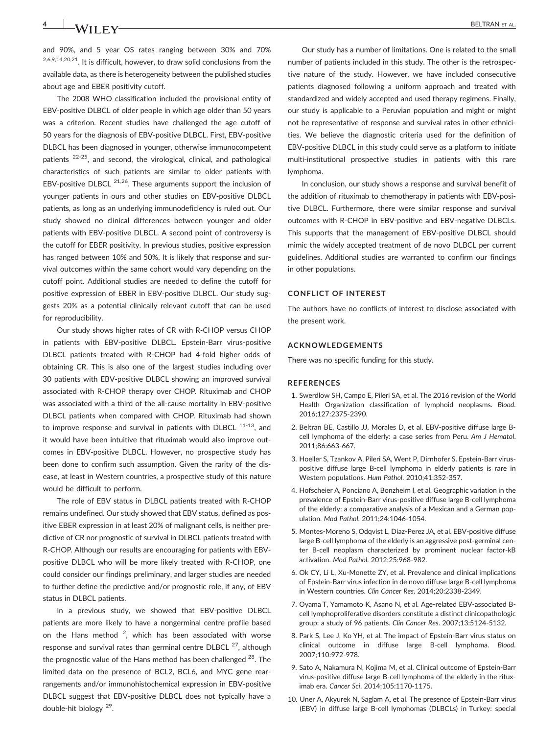and 90%, and 5 year OS rates ranging between 30% and 70% [2,6,9,14,20,21]. It is difficult, however, to draw solid conclusions from the available data, as there is heterogeneity between the published studies about age and EBER positivity cutoff.

The 2008 WHO classification included the provisional entity of EBV-positive DLBCL of older people in which age older than 50 years was a criterion. Recent studies have challenged the age cutoff of 50 years for the diagnosis of EBV-positive DLBCL. First, EBV-positive DLBCL has been diagnosed in younger, otherwise immunocompetent patients [22-25], and second, the virological, clinical, and pathological characteristics of such patients are similar to older patients with EBV-positive DLBCL [21,26]. These arguments support the inclusion of younger patients in ours and other studies on EBV-positive DLBCL patients, as long as an underlying immunodeficiency is ruled out. Our study showed no clinical differences between younger and older patients with EBV-positive DLBCL. A second point of controversy is the cutoff for EBER positivity. In previous studies, positive expression has ranged between 10% and 50%. It is likely that response and survival outcomes within the same cohort would vary depending on the cutoff point. Additional studies are needed to define the cutoff for positive expression of EBER in EBV-positive DLBCL. Our study suggests 20% as a potential clinically relevant cutoff that can be used for reproducibility.

Our study shows higher rates of CR with R-CHOP versus CHOP in patients with EBV-positive DLBCL. Epstein-Barr virus-positive DLBCL patients treated with R-CHOP had 4-fold higher odds of obtaining CR. This is also one of the largest studies including over 30 patients with EBV-positive DLBCL showing an improved survival associated with R-CHOP therapy over CHOP. Rituximab and CHOP was associated with a third of the all-cause mortality in EBV-positive DLBCL patients when compared with CHOP. Rituximab had shown to improve response and survival in patients with DLBCL [11-13], and it would have been intuitive that rituximab would also improve outcomes in EBV-positive DLBCL. However, no prospective study has been done to confirm such assumption. Given the rarity of the disease, at least in Western countries, a prospective study of this nature would be difficult to perform.

The role of EBV status in DLBCL patients treated with R-CHOP remains undefined. Our study showed that EBV status, defined as positive EBER expression in at least 20% of malignant cells, is neither predictive of CR nor prognostic of survival in DLBCL patients treated with R-CHOP. Although our results are encouraging for patients with EBV-positive DLBCL who will be more likely treated with R-CHOP, one could consider our findings preliminary, and larger studies are needed to further define the predictive and/or prognostic role, if any, of EBV status in DLBCL patients.

In a previous study, we showed that EBV-positive DLBCL patients are more likely to have a nongerminal centre profile based on the Hans method [2], which has been associated with worse response and survival rates than germinal centre DLBCL [27], although the prognostic value of the Hans method has been challenged [28]. The limited data on the presence of BCL2, BCL6, and MYC gene rearrangements and/or immunohistochemical expression in EBV-positive DLBCL suggest that EBV-positive DLBCL does not typically have a double-hit biology [29].

Our study has a number of limitations. One is related to the small number of patients included in this study. The other is the retrospective nature of the study. However, we have included consecutive patients diagnosed following a uniform approach and treated with standardized and widely accepted and used therapy regimens. Finally, our study is applicable to a Peruvian population and might or might not be representative of response and survival rates in other ethnicities. We believe the diagnostic criteria used for the definition of EBV-positive DLBCL in this study could serve as a platform to initiate multi-institutional prospective studies in patients with this rare lymphoma.

In conclusion, our study shows a response and survival benefit of the addition of rituximab to chemotherapy in patients with EBV-positive DLBCL. Furthermore, there were similar response and survival outcomes with R-CHOP in EBV-positive and EBV-negative DLBCLs. This supports that the management of EBV-positive DLBCL should mimic the widely accepted treatment of de novo DLBCL per current guidelines. Additional studies are warranted to confirm our findings in other populations.

## CONFLICT OF INTEREST

The authors have no conflicts of interest to disclose associated with the present work.

## ACKNOWLEDGEMENTS

There was no specific funding for this study.

## REFERENCES

1. Swerdlow SH, Campo E, Pileri SA, et al. The 2016 revision of the World Health Organization classification of lymphoid neoplasms. *Blood*. 2016;127:2375-2390.
2. Beltran BE, Castillo JJ, Morales D, et al. EBV-positive diffuse large B-cell lymphoma of the elderly: a case series from Peru. *Am J Hematol*. 2011;86:663-667.
3. Hoeller S, Tzankov A, Pileri SA, Went P, Dirnhofer S. Epstein-Barr virus-positive diffuse large B-cell lymphoma in elderly patients is rare in Western populations. *Hum Pathol*. 2010;41:352-357.
4. Hofscheier A, Ponciano A, Bonzheim I, et al. Geographic variation in the prevalence of Epstein-Barr virus-positive diffuse large B-cell lymphoma of the elderly: a comparative analysis of a Mexican and a German population. *Mod Pathol*. 2011;24:1046-1054.
5. Montes-Moreno S, Odqvist L, Diaz-Perez JA, et al. EBV-positive diffuse large B-cell lymphoma of the elderly is an aggressive post-germinal center B-cell neoplasm characterized by prominent nuclear factor-kB activation. *Mod Pathol*. 2012;25:968-982.
6. Ok CY, Li L, Xu-Monette ZY, et al. Prevalence and clinical implications of Epstein-Barr virus infection in de novo diffuse large B-cell lymphoma in Western countries. *Clin Cancer Res*. 2014;20:2338-2349.
7. Oyama T, Yamamoto K, Asano N, et al. Age-related EBV-associated B-cell lymphoproliferative disorders constitute a distinct clinicopathologic group: a study of 96 patients. *Clin Cancer Res*. 2007;13:5124-5132.
8. Park S, Lee J, Ko YH, et al. The impact of Epstein-Barr virus status on clinical outcome in diffuse large B-cell lymphoma. *Blood*. 2007;110:972-978.
9. Sato A, Nakamura N, Kojima M, et al. Clinical outcome of Epstein-Barr virus-positive diffuse large B-cell lymphoma of the elderly in the rituximab era. *Cancer Sci*. 2014;105:1170-1175.
10. Uner A, Akyurek N, Saglam A, et al. The presence of Epstein-Barr virus (EBV) in diffuse large B-cell lymphomas (DLBCLs) in Turkey: special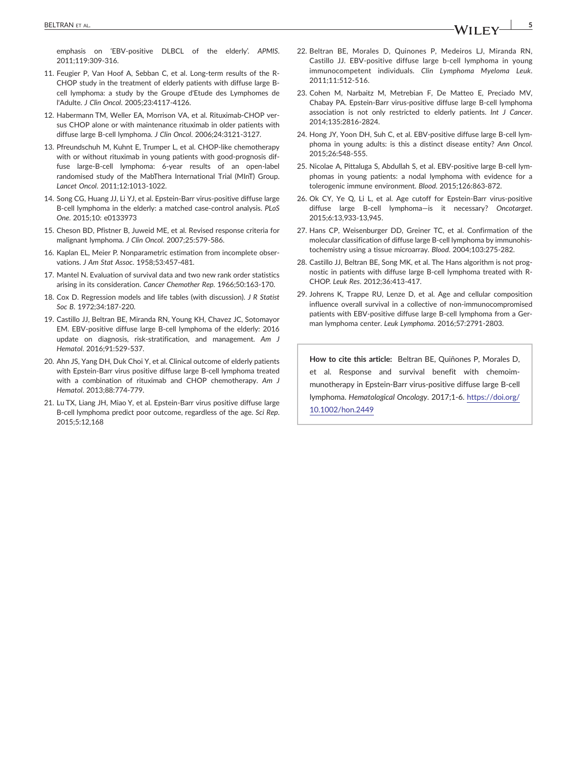emphasis on 'EBV-positive DLBCL of the elderly'. *APMIS*. 2011;119:309-316.

11. Feugier P, Van Hoof A, Sebban C, et al. Long-term results of the R-CHOP study in the treatment of elderly patients with diffuse large B-cell lymphoma: a study by the Groupe d'Etude des Lymphomes de l'Adulte. *J Clin Oncol*. 2005;23:4117-4126.
12. Habermann TM, Weller EA, Morrison VA, et al. Rituximab-CHOP versus CHOP alone or with maintenance rituximab in older patients with diffuse large B-cell lymphoma. *J Clin Oncol*. 2006;24:3121-3127.
13. Pfreundschuh M, Kuhnt E, Trumper L, et al. CHOP-like chemotherapy with or without rituximab in young patients with good-prognosis diffuse large-B-cell lymphoma: 6-year results of an open-label randomised study of the MabThera International Trial (MInT) Group. *Lancet Oncol*. 2011;12:1013-1022.
14. Song CG, Huang JJ, Li YJ, et al. Epstein-Barr virus-positive diffuse large B-cell lymphoma in the elderly: a matched case-control analysis. *PLoS One*. 2015;10: e0133973
15. Cheson BD, Pfistner B, Juweid ME, et al. Revised response criteria for malignant lymphoma. *J Clin Oncol*. 2007;25:579-586.
16. Kaplan EL, Meier P. Nonparametric estimation from incomplete observations. *J Am Stat Assoc*. 1958;53:457-481.
17. Mantel N. Evaluation of survival data and two new rank order statistics arising in its consideration. *Cancer Chemother Rep*. 1966;50:163-170.
18. Cox D. Regression models and life tables (with discussion). *J R Statist Soc B*. 1972;34:187-220.
19. Castillo JJ, Beltran BE, Miranda RN, Young KH, Chavez JC, Sotomayor EM. EBV-positive diffuse large B-cell lymphoma of the elderly: 2016 update on diagnosis, risk-stratification, and management. *Am J Hematol*. 2016;91:529-537.
20. Ahn JS, Yang DH, Duk Choi Y, et al. Clinical outcome of elderly patients with Epstein-Barr virus positive diffuse large B-cell lymphoma treated with a combination of rituximab and CHOP chemotherapy. *Am J Hematol*. 2013;88:774-779.
21. Lu TX, Liang JH, Miao Y, et al. Epstein-Barr virus positive diffuse large B-cell lymphoma predict poor outcome, regardless of the age. *Sci Rep*. 2015;5:12,168
22. Beltran BE, Morales D, Quinones P, Medeiros LJ, Miranda RN, Castillo JJ. EBV-positive diffuse large b-cell lymphoma in young immunocompetent individuals. *Clin Lymphoma Myeloma Leuk*. 2011;11:512-516.
23. Cohen M, Narbaitz M, Metrebian F, De Matteo E, Preciado MV, Chabay PA. Epstein-Barr virus-positive diffuse large B-cell lymphoma association is not only restricted to elderly patients. *Int J Cancer*. 2014;135:2816-2824.
24. Hong JY, Yoon DH, Suh C, et al. EBV-positive diffuse large B-cell lymphoma in young adults: is this a distinct disease entity? *Ann Oncol*. 2015;26:548-555.
25. Nicolae A, Pittaluga S, Abdullah S, et al. EBV-positive large B-cell lymphomas in young patients: a nodal lymphoma with evidence for a tolerogenic immune environment. *Blood*. 2015;126:863-872.
26. Ok CY, Ye Q, Li L, et al. Age cutoff for Epstein-Barr virus-positive diffuse large B-cell lymphoma—is it necessary? *Oncotarget*. 2015;6:13,933-13,945.
27. Hans CP, Weisenburger DD, Greiner TC, et al. Confirmation of the molecular classification of diffuse large B-cell lymphoma by immunohistochemistry using a tissue microarray. *Blood*. 2004;103:275-282.
28. Castillo JJ, Beltran BE, Song MK, et al. The Hans algorithm is not prognostic in patients with diffuse large B-cell lymphoma treated with R-CHOP. *Leuk Res*. 2012;36:413-417.
29. Johrens K, Trappe RU, Lenze D, et al. Age and cellular composition influence overall survival in a collective of non-immunocompromised patients with EBV-positive diffuse large B-cell lymphoma from a German lymphoma center. *Leuk Lymphoma*. 2016;57:2791-2803.

**How to cite this article:** Beltran BE, Quiñones P, Morales D, et al. Response and survival benefit with chemoimmunotherapy in Epstein-Barr virus-positive diffuse large B-cell lymphoma. *Hematological Oncology*. 2017;1-6. https://doi.org/10.1002/hon.2449